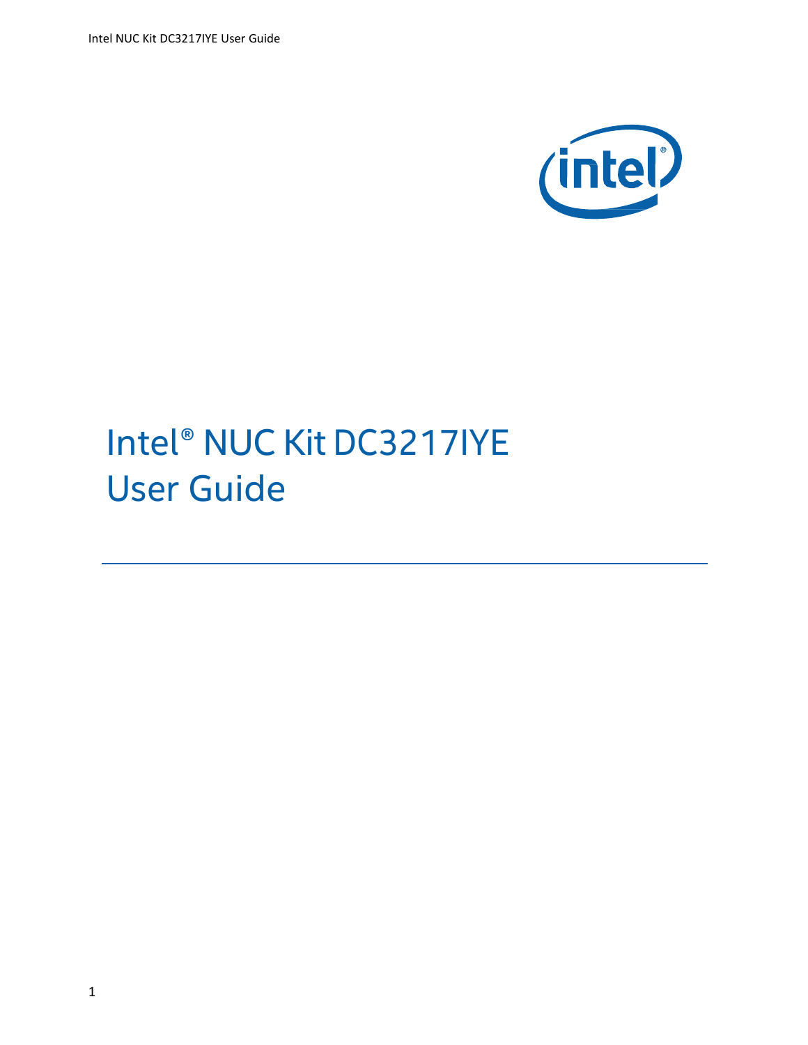# Intel® NUC Kit DC3217IYE User Guide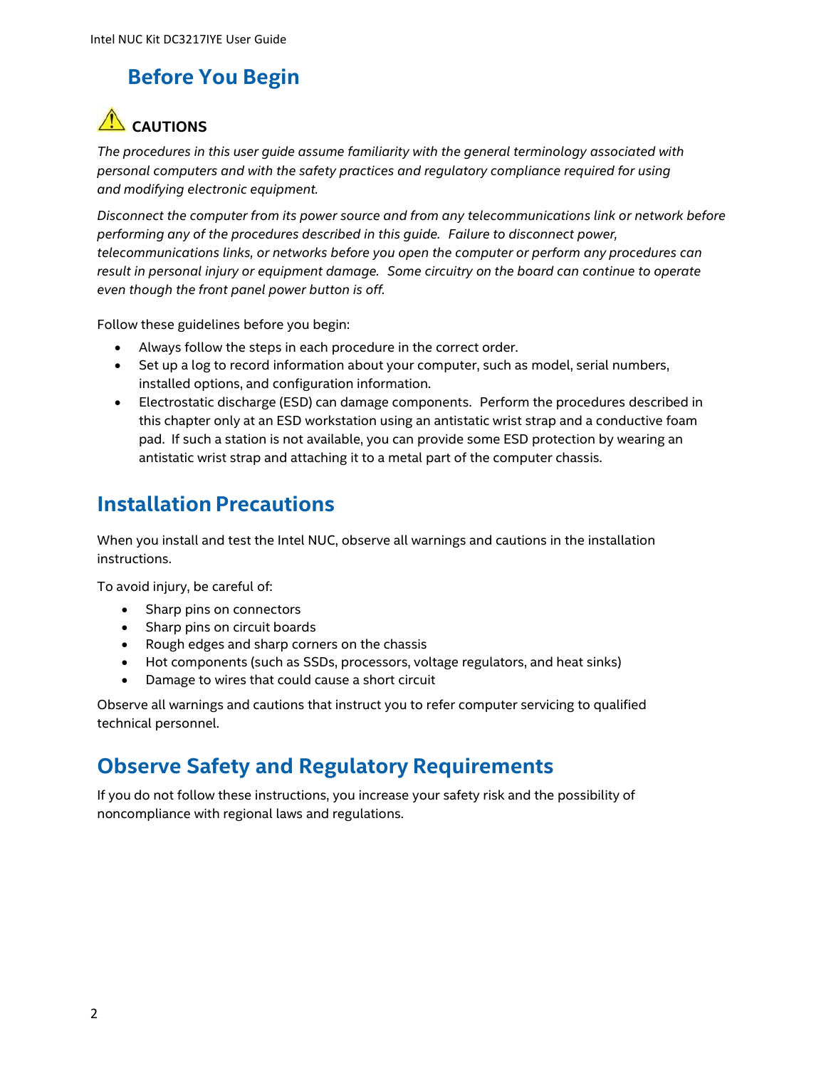# Before You Begin

**⚠ CAUTIONS**

*The procedures in this user guide assume familiarity with the general terminology associated with personal computers and with the safety practices and regulatory compliance required for using and modifying electronic equipment.*

*Disconnect the computer from its power source and from any telecommunications link or network before performing any of the procedures described in this guide. Failure to disconnect power, telecommunications links, or networks before you open the computer or perform any procedures can result in personal injury or equipment damage. Some circuitry on the board can continue to operate even though the front panel power button is off.*

Follow these guidelines before you begin:

- Always follow the steps in each procedure in the correct order.
- Set up a log to record information about your computer, such as model, serial numbers, installed options, and configuration information.
- Electrostatic discharge (ESD) can damage components. Perform the procedures described in this chapter only at an ESD workstation using an antistatic wrist strap and a conductive foam pad. If such a station is not available, you can provide some ESD protection by wearing an antistatic wrist strap and attaching it to a metal part of the computer chassis.

## Installation Precautions

When you install and test the Intel NUC, observe all warnings and cautions in the installation instructions.

To avoid injury, be careful of:

- Sharp pins on connectors
- Sharp pins on circuit boards
- Rough edges and sharp corners on the chassis
- Hot components (such as SSDs, processors, voltage regulators, and heat sinks)
- Damage to wires that could cause a short circuit

Observe all warnings and cautions that instruct you to refer computer servicing to qualified technical personnel.

## Observe Safety and Regulatory Requirements

If you do not follow these instructions, you increase your safety risk and the possibility of noncompliance with regional laws and regulations.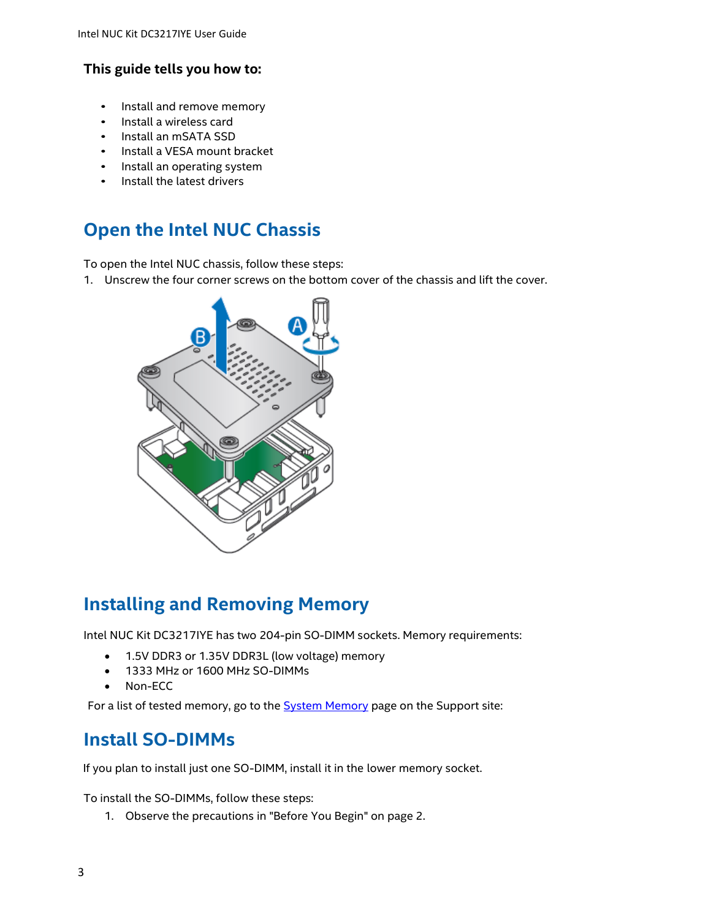### This guide tells you how to:

- Install and remove memory
- Install a wireless card
- Install an mSATA SSD
- Install a VESA mount bracket
- Install an operating system
- Install the latest drivers

## Open the Intel NUC Chassis

To open the Intel NUC chassis, follow these steps:

1. Unscrew the four corner screws on the bottom cover of the chassis and lift the cover.

## Installing and Removing Memory

Intel NUC Kit DC3217IYE has two 204-pin SO-DIMM sockets. Memory requirements:

- 1.5V DDR3 or 1.35V DDR3L (low voltage) memory
- 1333 MHz or 1600 MHz SO-DIMMs
- Non-ECC

For a list of tested memory, go to the System Memory page on the Support site:

## Install SO-DIMMs

If you plan to install just one SO-DIMM, install it in the lower memory socket.

To install the SO-DIMMs, follow these steps:

1. Observe the precautions in "Before You Begin" on page 2.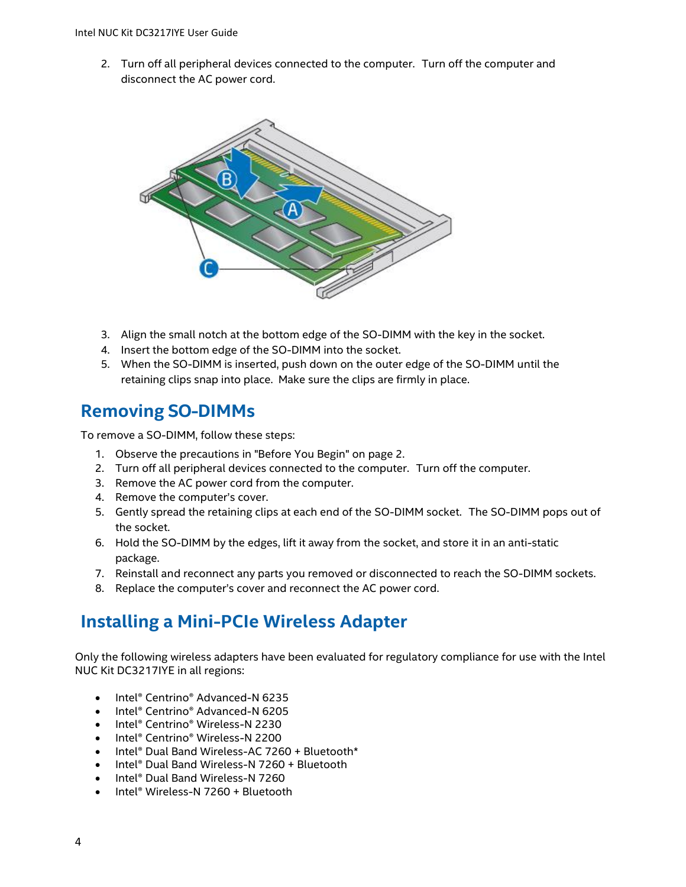2. Turn off all peripheral devices connected to the computer. Turn off the computer and disconnect the AC power cord.

3. Align the small notch at the bottom edge of the SO-DIMM with the key in the socket.
4. Insert the bottom edge of the SO-DIMM into the socket.
5. When the SO-DIMM is inserted, push down on the outer edge of the SO-DIMM until the retaining clips snap into place. Make sure the clips are firmly in place.

## Removing SO-DIMMs

To remove a SO-DIMM, follow these steps:

1. Observe the precautions in "Before You Begin" on page 2.
2. Turn off all peripheral devices connected to the computer. Turn off the computer.
3. Remove the AC power cord from the computer.
4. Remove the computer's cover.
5. Gently spread the retaining clips at each end of the SO-DIMM socket. The SO-DIMM pops out of the socket.
6. Hold the SO-DIMM by the edges, lift it away from the socket, and store it in an anti-static package.
7. Reinstall and reconnect any parts you removed or disconnected to reach the SO-DIMM sockets.
8. Replace the computer's cover and reconnect the AC power cord.

## Installing a Mini-PCIe Wireless Adapter

Only the following wireless adapters have been evaluated for regulatory compliance for use with the Intel NUC Kit DC3217IYE in all regions:

- Intel® Centrino® Advanced-N 6235
- Intel® Centrino® Advanced-N 6205
- Intel® Centrino® Wireless-N 2230
- Intel® Centrino® Wireless-N 2200
- Intel® Dual Band Wireless-AC 7260 + Bluetooth*
- Intel® Dual Band Wireless-N 7260 + Bluetooth
- Intel® Dual Band Wireless-N 7260
- Intel® Wireless-N 7260 + Bluetooth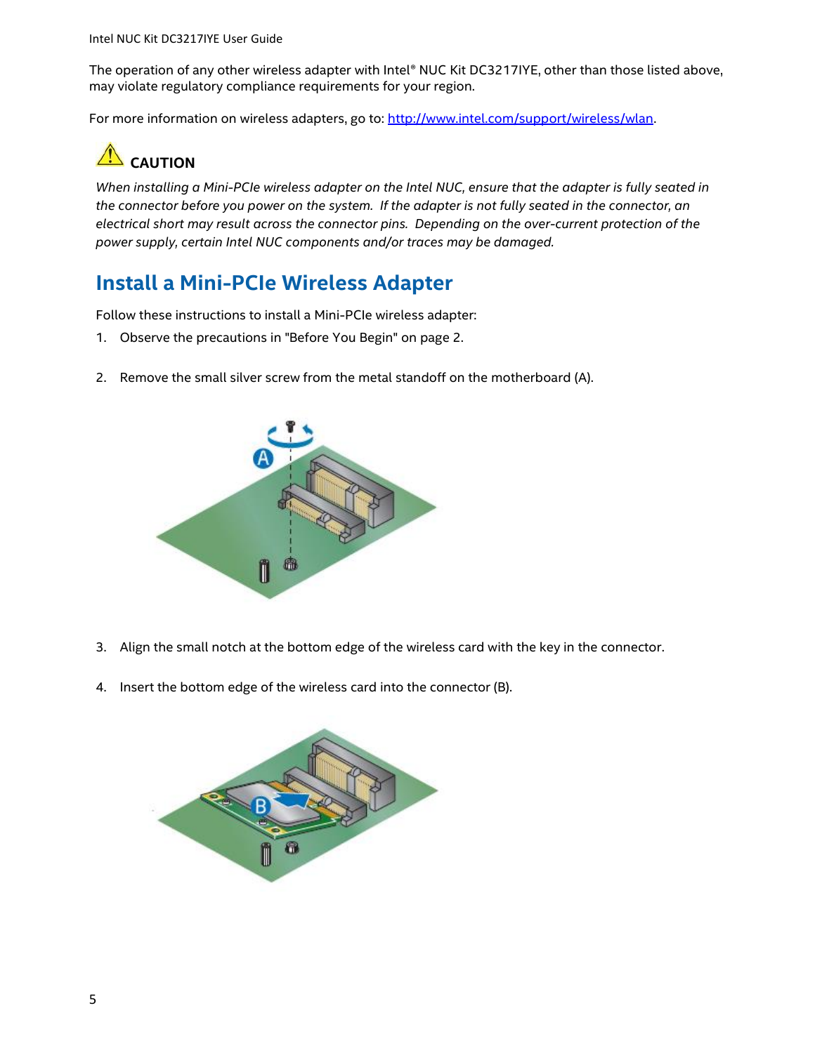The operation of any other wireless adapter with Intel® NUC Kit DC3217IYE, other than those listed above, may violate regulatory compliance requirements for your region.

For more information on wireless adapters, go to: http://www.intel.com/support/wireless/wlan.

**CAUTION**

*When installing a Mini-PCIe wireless adapter on the Intel NUC, ensure that the adapter is fully seated in the connector before you power on the system. If the adapter is not fully seated in the connector, an electrical short may result across the connector pins. Depending on the over-current protection of the power supply, certain Intel NUC components and/or traces may be damaged.*

## Install a Mini-PCIe Wireless Adapter

Follow these instructions to install a Mini-PCIe wireless adapter:

1. Observe the precautions in "Before You Begin" on page 2.
2. Remove the small silver screw from the metal standoff on the motherboard (A).
3. Align the small notch at the bottom edge of the wireless card with the key in the connector.
4. Insert the bottom edge of the wireless card into the connector (B).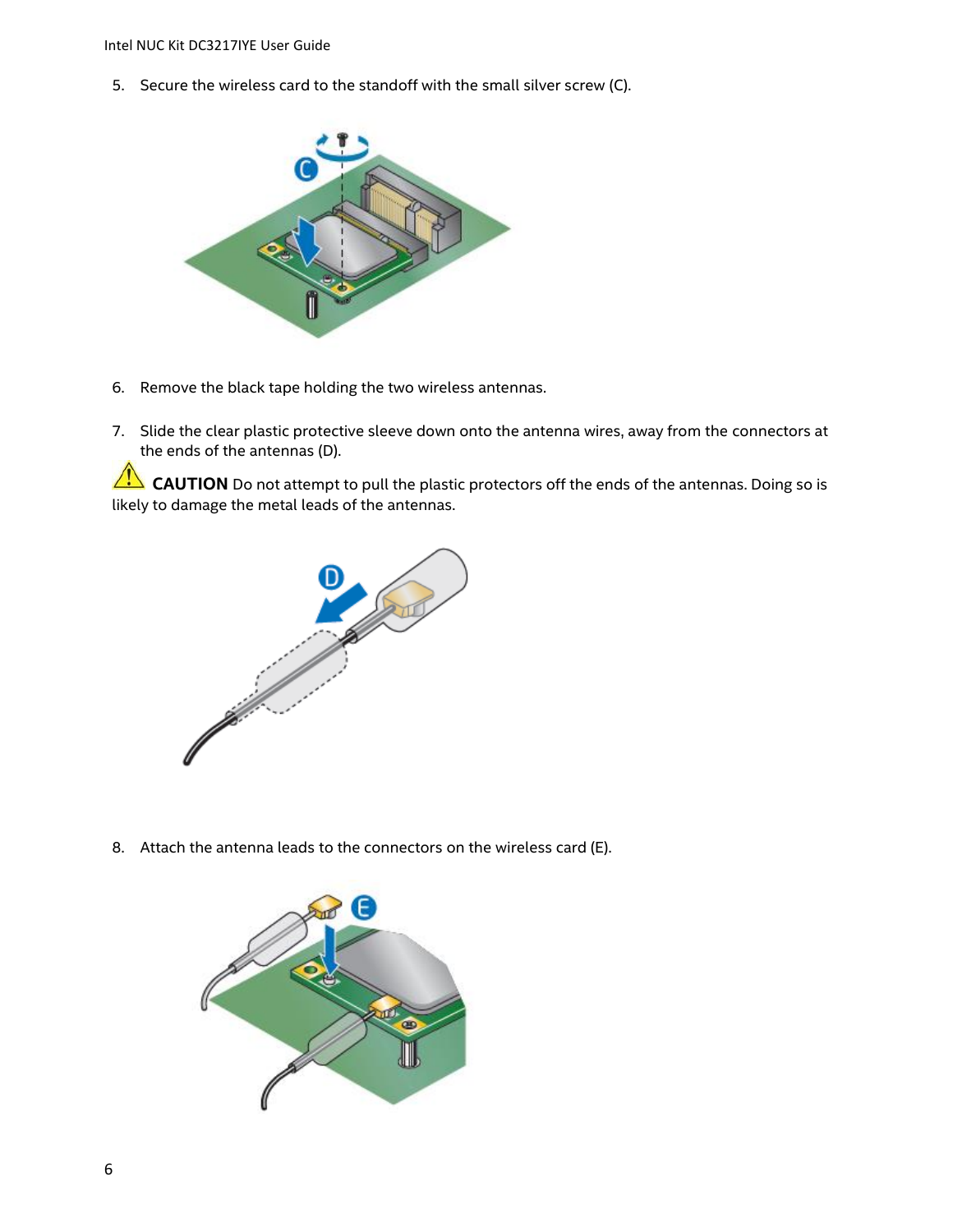5. Secure the wireless card to the standoff with the small silver screw (C).

6. Remove the black tape holding the two wireless antennas.

7. Slide the clear plastic protective sleeve down onto the antenna wires, away from the connectors at the ends of the antennas (D).

**CAUTION** Do not attempt to pull the plastic protectors off the ends of the antennas. Doing so is likely to damage the metal leads of the antennas.

8. Attach the antenna leads to the connectors on the wireless card (E).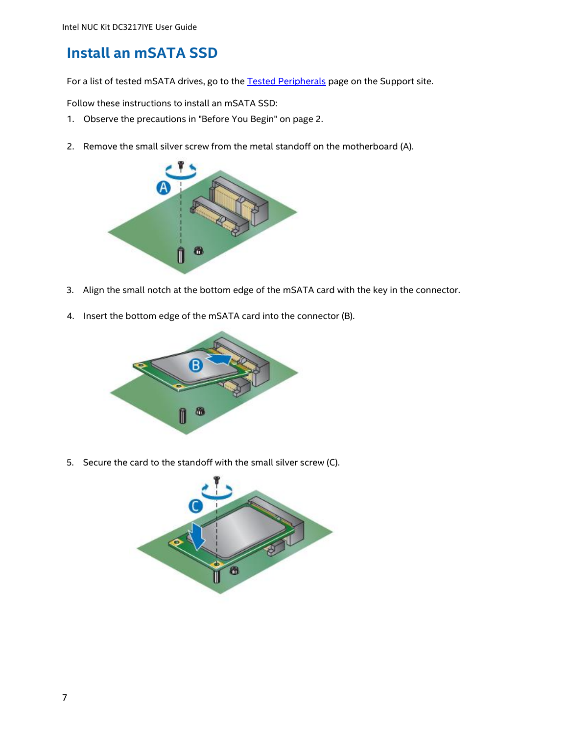# Install an mSATA SSD

For a list of tested mSATA drives, go to the Tested Peripherals page on the Support site.

Follow these instructions to install an mSATA SSD:

1. Observe the precautions in "Before You Begin" on page 2.
2. Remove the small silver screw from the metal standoff on the motherboard (A).
3. Align the small notch at the bottom edge of the mSATA card with the key in the connector.
4. Insert the bottom edge of the mSATA card into the connector (B).
5. Secure the card to the standoff with the small silver screw (C).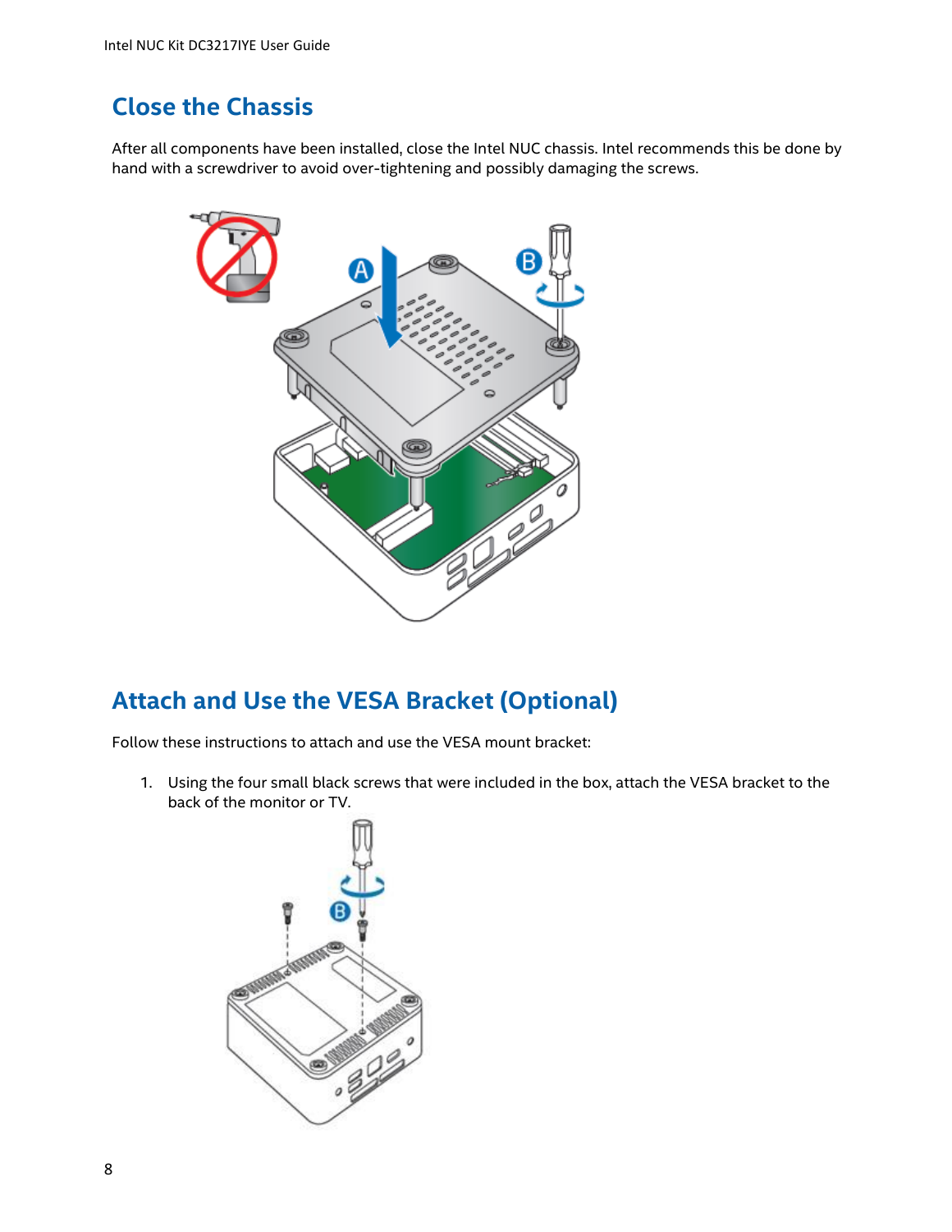## Close the Chassis

After all components have been installed, close the Intel NUC chassis. Intel recommends this be done by hand with a screwdriver to avoid over-tightening and possibly damaging the screws.

## Attach and Use the VESA Bracket (Optional)

Follow these instructions to attach and use the VESA mount bracket:

1. Using the four small black screws that were included in the box, attach the VESA bracket to the back of the monitor or TV.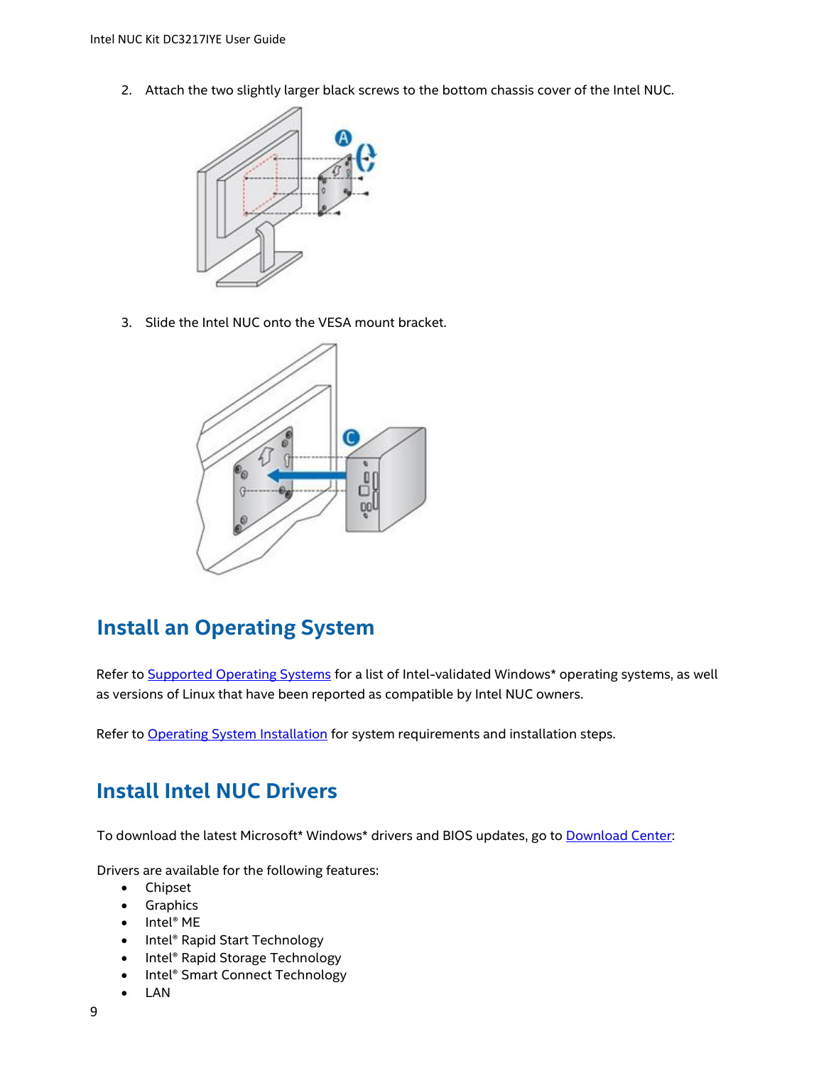2. Attach the two slightly larger black screws to the bottom chassis cover of the Intel NUC.

3. Slide the Intel NUC onto the VESA mount bracket.

## Install an Operating System

Refer to [Supported Operating Systems] for a list of Intel-validated Windows* operating systems, as well as versions of Linux that have been reported as compatible by Intel NUC owners.

Refer to [Operating System Installation] for system requirements and installation steps.

## Install Intel NUC Drivers

To download the latest Microsoft* Windows* drivers and BIOS updates, go to [Download Center]:

Drivers are available for the following features:

- Chipset
- Graphics
- Intel® ME
- Intel® Rapid Start Technology
- Intel® Rapid Storage Technology
- Intel® Smart Connect Technology
- LAN